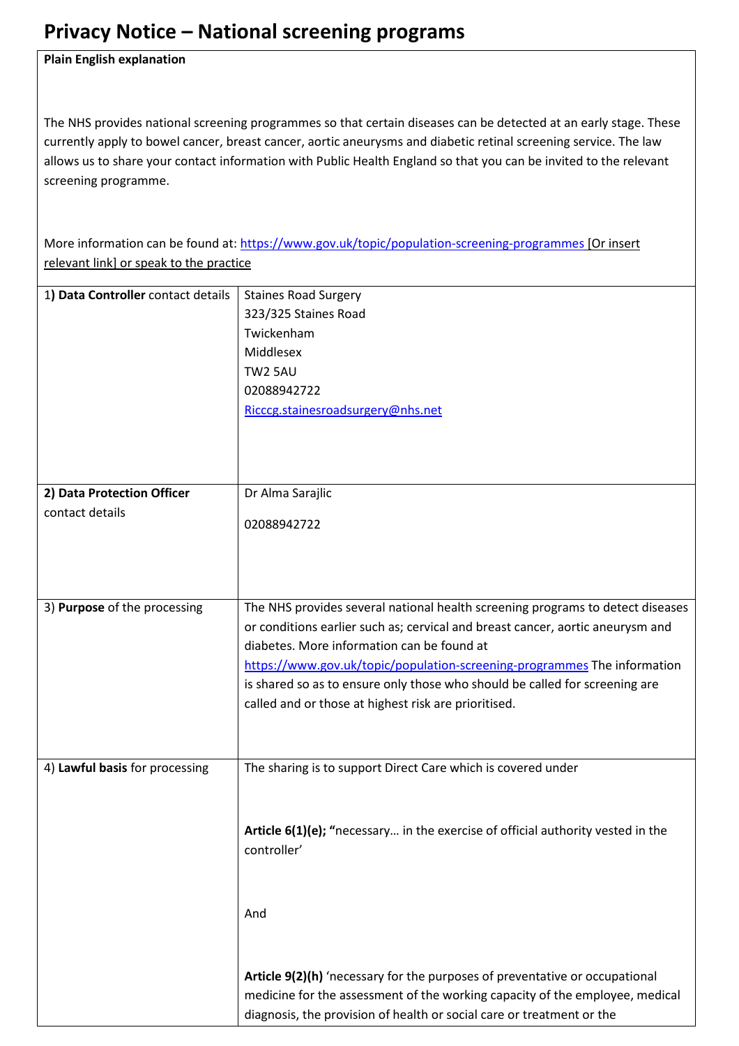# Privacy Notice – National screening programs

| **Plain English explanation**<br><br>The NHS provides national screening programmes so that certain diseases can be detected at an early stage. These currently apply to bowel cancer, breast cancer, aortic aneurysms and diabetic retinal screening service. The law allows us to share your contact information with Public Health England so that you can be invited to the relevant screening programme.<br><br>More information can be found at: https://www.gov.uk/topic/population-screening-programmes [Or insert relevant link] or speak to the practice | |
|---|---|
| 1**) Data Controller** contact details | Staines Road Surgery<br>323/325 Staines Road<br>Twickenham<br>Middlesex<br>TW2 5AU<br>02088942722<br>Ricccg.stainesroadsurgery@nhs.net |
| **2) Data Protection Officer** contact details | Dr Alma Sarajlic<br><br>02088942722 |
| 3) **Purpose** of the processing | The NHS provides several national health screening programs to detect diseases or conditions earlier such as; cervical and breast cancer, aortic aneurysm and diabetes. More information can be found at https://www.gov.uk/topic/population-screening-programmes The information is shared so as to ensure only those who should be called for screening are called and or those at highest risk are prioritised. |
| 4) **Lawful basis** for processing | The sharing is to support Direct Care which is covered under<br><br>**Article 6(1)(e); "**necessary… in the exercise of official authority vested in the controller'<br><br>And<br><br>**Article 9(2)(h)** 'necessary for the purposes of preventative or occupational medicine for the assessment of the working capacity of the employee, medical diagnosis, the provision of health or social care or treatment or the |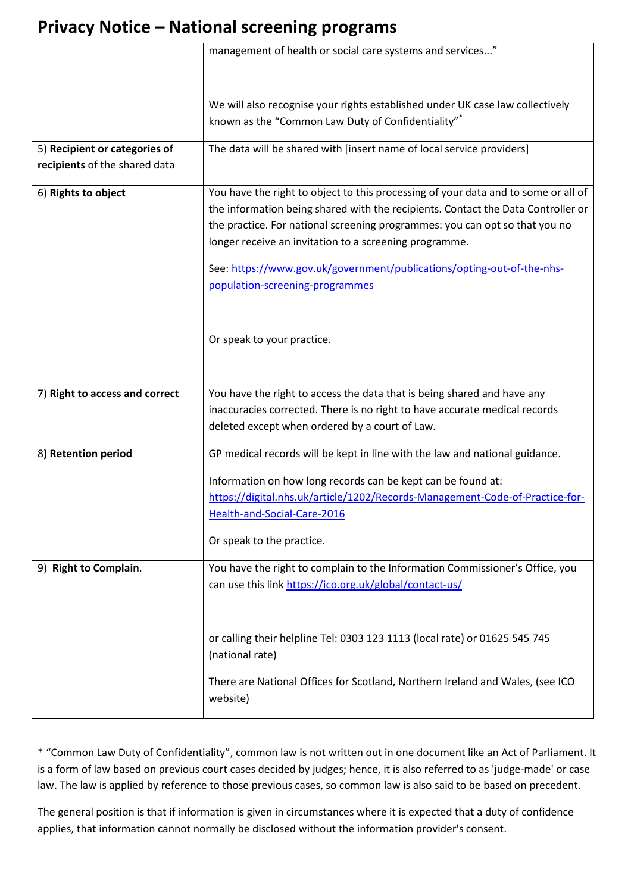# Privacy Notice – National screening programs

| | |
|---|---|
| | management of health or social care systems and services..."<br><br>We will also recognise your rights established under UK case law collectively known as the "Common Law Duty of Confidentiality"* |
| 5) **Recipient or categories of recipients** of the shared data | The data will be shared with [insert name of local service providers] |
| 6) **Rights to object** | You have the right to object to this processing of your data and to some or all of the information being shared with the recipients. Contact the Data Controller or the practice. For national screening programmes: you can opt so that you no longer receive an invitation to a screening programme.<br><br>See: https://www.gov.uk/government/publications/opting-out-of-the-nhs-population-screening-programmes<br><br>Or speak to your practice. |
| 7) **Right to access and correct** | You have the right to access the data that is being shared and have any inaccuracies corrected. There is no right to have accurate medical records deleted except when ordered by a court of Law. |
| 8) **Retention period** | GP medical records will be kept in line with the law and national guidance.<br><br>Information on how long records can be kept can be found at: https://digital.nhs.uk/article/1202/Records-Management-Code-of-Practice-for-Health-and-Social-Care-2016<br><br>Or speak to the practice. |
| 9) **Right to Complain**. | You have the right to complain to the Information Commissioner's Office, you can use this link https://ico.org.uk/global/contact-us/<br><br>or calling their helpline Tel: 0303 123 1113 (local rate) or 01625 545 745 (national rate)<br><br>There are National Offices for Scotland, Northern Ireland and Wales, (see ICO website) |

* "Common Law Duty of Confidentiality", common law is not written out in one document like an Act of Parliament. It is a form of law based on previous court cases decided by judges; hence, it is also referred to as 'judge-made' or case law. The law is applied by reference to those previous cases, so common law is also said to be based on precedent.

The general position is that if information is given in circumstances where it is expected that a duty of confidence applies, that information cannot normally be disclosed without the information provider's consent.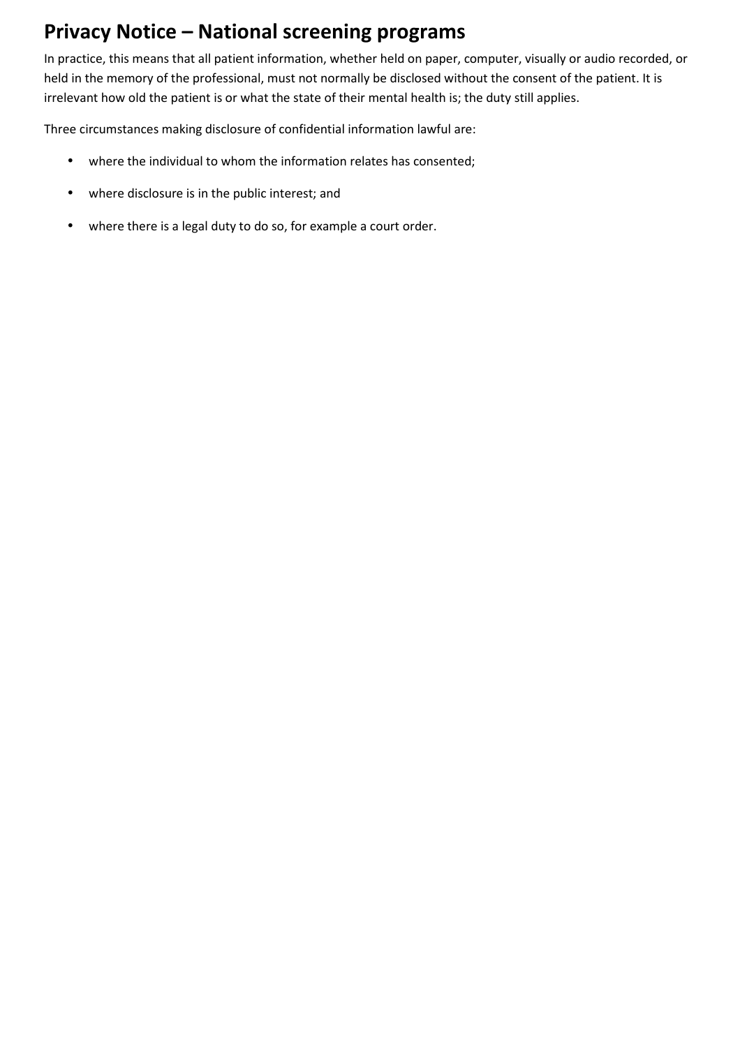# Privacy Notice – National screening programs

In practice, this means that all patient information, whether held on paper, computer, visually or audio recorded, or held in the memory of the professional, must not normally be disclosed without the consent of the patient. It is irrelevant how old the patient is or what the state of their mental health is; the duty still applies.

Three circumstances making disclosure of confidential information lawful are:

- where the individual to whom the information relates has consented;
- where disclosure is in the public interest; and
- where there is a legal duty to do so, for example a court order.